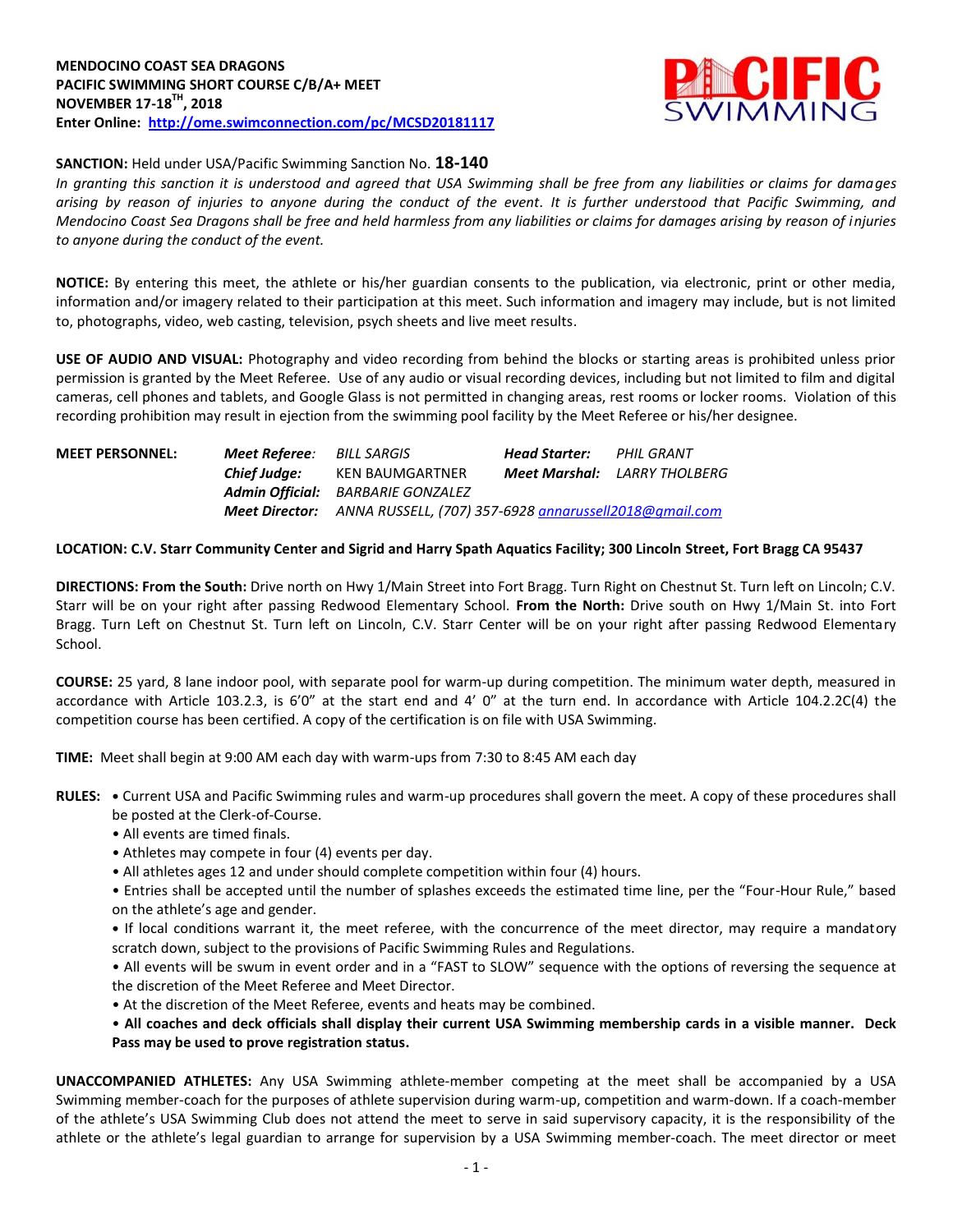**MENDOCINO COAST SEA DRAGONS**
**PACIFIC SWIMMING SHORT COURSE C/B/A+ MEET**
**NOVEMBER 17-18TH, 2018**
**Enter Online: http://ome.swimconnection.com/pc/MCSD20181117**

PACIFIC SWIMMING

**SANCTION:** Held under USA/Pacific Swimming Sanction No. **18-140**
*In granting this sanction it is understood and agreed that USA Swimming shall be free from any liabilities or claims for damages arising by reason of injuries to anyone during the conduct of the event. It is further understood that Pacific Swimming, and Mendocino Coast Sea Dragons shall be free and held harmless from any liabilities or claims for damages arising by reason of injuries to anyone during the conduct of the event.*

**NOTICE:** By entering this meet, the athlete or his/her guardian consents to the publication, via electronic, print or other media, information and/or imagery related to their participation at this meet. Such information and imagery may include, but is not limited to, photographs, video, web casting, television, psych sheets and live meet results.

**USE OF AUDIO AND VISUAL:** Photography and video recording from behind the blocks or starting areas is prohibited unless prior permission is granted by the Meet Referee. Use of any audio or visual recording devices, including but not limited to film and digital cameras, cell phones and tablets, and Google Glass is not permitted in changing areas, rest rooms or locker rooms. Violation of this recording prohibition may result in ejection from the swimming pool facility by the Meet Referee or his/her designee.

| | | | | |
|---|---|---|---|---|
| **MEET PERSONNEL:** | ***Meet Referee:*** | *BILL SARGIS* | ***Head Starter:*** | *PHIL GRANT* |
| | ***Chief Judge:*** | KEN BAUMGARTNER | ***Meet Marshal:*** | *LARRY THOLBERG* |
| | ***Admin Official:*** | *BARBARIE GONZALEZ* | | |
| | ***Meet Director:*** | *ANNA RUSSELL, (707) 357-6928 annarussell2018@gmail.com* | | |

**LOCATION: C.V. Starr Community Center and Sigrid and Harry Spath Aquatics Facility; 300 Lincoln Street, Fort Bragg CA 95437**

**DIRECTIONS: From the South:** Drive north on Hwy 1/Main Street into Fort Bragg. Turn Right on Chestnut St. Turn left on Lincoln; C.V. Starr will be on your right after passing Redwood Elementary School. **From the North:** Drive south on Hwy 1/Main St. into Fort Bragg. Turn Left on Chestnut St. Turn left on Lincoln, C.V. Starr Center will be on your right after passing Redwood Elementary School.

**COURSE:** 25 yard, 8 lane indoor pool, with separate pool for warm-up during competition. The minimum water depth, measured in accordance with Article 103.2.3, is 6'0" at the start end and 4' 0" at the turn end. In accordance with Article 104.2.2C(4) the competition course has been certified. A copy of the certification is on file with USA Swimming.

**TIME:** Meet shall begin at 9:00 AM each day with warm-ups from 7:30 to 8:45 AM each day

**RULES:**
- Current USA and Pacific Swimming rules and warm-up procedures shall govern the meet. A copy of these procedures shall be posted at the Clerk-of-Course.
- All events are timed finals.
- Athletes may compete in four (4) events per day.
- All athletes ages 12 and under should complete competition within four (4) hours.
- Entries shall be accepted until the number of splashes exceeds the estimated time line, per the "Four-Hour Rule," based on the athlete's age and gender.
- If local conditions warrant it, the meet referee, with the concurrence of the meet director, may require a mandatory scratch down, subject to the provisions of Pacific Swimming Rules and Regulations.
- All events will be swum in event order and in a "FAST to SLOW" sequence with the options of reversing the sequence at the discretion of the Meet Referee and Meet Director.
- At the discretion of the Meet Referee, events and heats may be combined.
- **All coaches and deck officials shall display their current USA Swimming membership cards in a visible manner. Deck Pass may be used to prove registration status.**

**UNACCOMPANIED ATHLETES:** Any USA Swimming athlete-member competing at the meet shall be accompanied by a USA Swimming member-coach for the purposes of athlete supervision during warm-up, competition and warm-down. If a coach-member of the athlete's USA Swimming Club does not attend the meet to serve in said supervisory capacity, it is the responsibility of the athlete or the athlete's legal guardian to arrange for supervision by a USA Swimming member-coach. The meet director or meet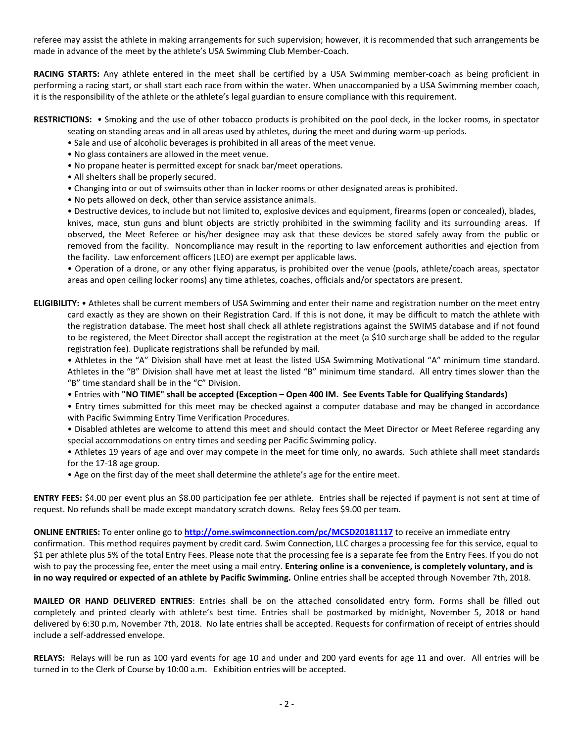referee may assist the athlete in making arrangements for such supervision; however, it is recommended that such arrangements be made in advance of the meet by the athlete's USA Swimming Club Member-Coach.

**RACING STARTS:** Any athlete entered in the meet shall be certified by a USA Swimming member-coach as being proficient in performing a racing start, or shall start each race from within the water. When unaccompanied by a USA Swimming member coach, it is the responsibility of the athlete or the athlete's legal guardian to ensure compliance with this requirement.

**RESTRICTIONS:** • Smoking and the use of other tobacco products is prohibited on the pool deck, in the locker rooms, in spectator seating on standing areas and in all areas used by athletes, during the meet and during warm-up periods.

- Sale and use of alcoholic beverages is prohibited in all areas of the meet venue.
- No glass containers are allowed in the meet venue.
- No propane heater is permitted except for snack bar/meet operations.
- All shelters shall be properly secured.
- Changing into or out of swimsuits other than in locker rooms or other designated areas is prohibited.
- No pets allowed on deck, other than service assistance animals.
- Destructive devices, to include but not limited to, explosive devices and equipment, firearms (open or concealed), blades, knives, mace, stun guns and blunt objects are strictly prohibited in the swimming facility and its surrounding areas. If observed, the Meet Referee or his/her designee may ask that these devices be stored safely away from the public or removed from the facility. Noncompliance may result in the reporting to law enforcement authorities and ejection from the facility. Law enforcement officers (LEO) are exempt per applicable laws.
- Operation of a drone, or any other flying apparatus, is prohibited over the venue (pools, athlete/coach areas, spectator areas and open ceiling locker rooms) any time athletes, coaches, officials and/or spectators are present.

**ELIGIBILITY:** • Athletes shall be current members of USA Swimming and enter their name and registration number on the meet entry card exactly as they are shown on their Registration Card. If this is not done, it may be difficult to match the athlete with the registration database. The meet host shall check all athlete registrations against the SWIMS database and if not found to be registered, the Meet Director shall accept the registration at the meet (a $10 surcharge shall be added to the regular registration fee). Duplicate registrations shall be refunded by mail.

- Athletes in the "A" Division shall have met at least the listed USA Swimming Motivational "A" minimum time standard. Athletes in the "B" Division shall have met at least the listed "B" minimum time standard. All entry times slower than the "B" time standard shall be in the "C" Division.
- Entries with **"NO TIME" shall be accepted (Exception – Open 400 IM. See Events Table for Qualifying Standards)**
- Entry times submitted for this meet may be checked against a computer database and may be changed in accordance with Pacific Swimming Entry Time Verification Procedures.
- Disabled athletes are welcome to attend this meet and should contact the Meet Director or Meet Referee regarding any special accommodations on entry times and seeding per Pacific Swimming policy.
- Athletes 19 years of age and over may compete in the meet for time only, no awards. Such athlete shall meet standards for the 17-18 age group.
- Age on the first day of the meet shall determine the athlete's age for the entire meet.

**ENTRY FEES:** $4.00 per event plus an $8.00 participation fee per athlete. Entries shall be rejected if payment is not sent at time of request. No refunds shall be made except mandatory scratch downs. Relay fees $9.00 per team.

**ONLINE ENTRIES:** To enter online go to **http://ome.swimconnection.com/pc/MCSD20181117** to receive an immediate entry confirmation. This method requires payment by credit card. Swim Connection, LLC charges a processing fee for this service, equal to $1 per athlete plus 5% of the total Entry Fees. Please note that the processing fee is a separate fee from the Entry Fees. If you do not wish to pay the processing fee, enter the meet using a mail entry. **Entering online is a convenience, is completely voluntary, and is in no way required or expected of an athlete by Pacific Swimming.** Online entries shall be accepted through November 7th, 2018.

**MAILED OR HAND DELIVERED ENTRIES**: Entries shall be on the attached consolidated entry form. Forms shall be filled out completely and printed clearly with athlete's best time. Entries shall be postmarked by midnight, November 5, 2018 or hand delivered by 6:30 p.m, November 7th, 2018. No late entries shall be accepted. Requests for confirmation of receipt of entries should include a self-addressed envelope.

**RELAYS:** Relays will be run as 100 yard events for age 10 and under and 200 yard events for age 11 and over. All entries will be turned in to the Clerk of Course by 10:00 a.m. Exhibition entries will be accepted.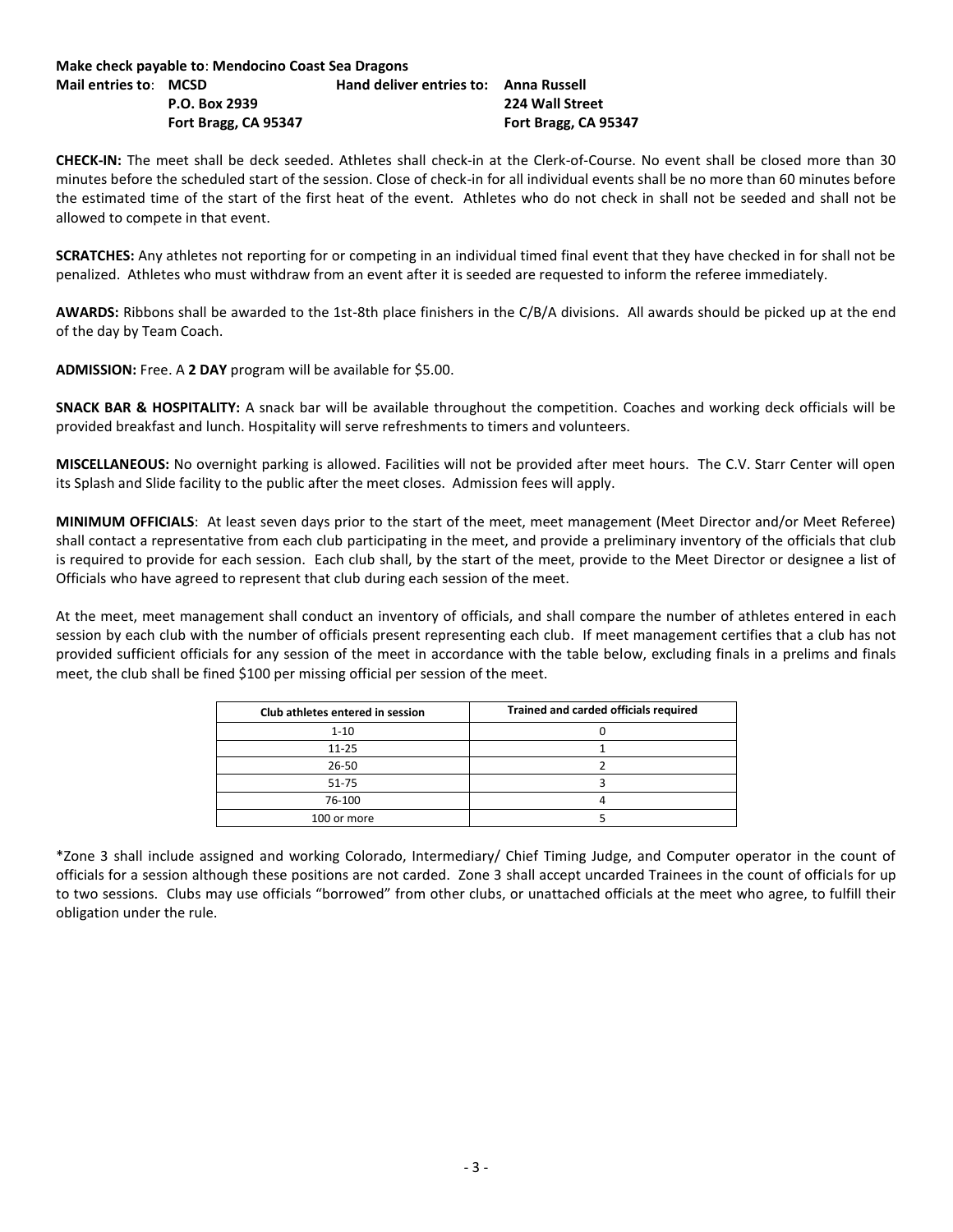**Make check payable to**: **Mendocino Coast Sea Dragons**

**Mail entries to**: **MCSD**
**P.O. Box 2939**
**Fort Bragg, CA 95347**

**Hand deliver entries to: Anna Russell**
**224 Wall Street**
**Fort Bragg, CA 95347**

**CHECK-IN:** The meet shall be deck seeded. Athletes shall check-in at the Clerk-of-Course. No event shall be closed more than 30 minutes before the scheduled start of the session. Close of check-in for all individual events shall be no more than 60 minutes before the estimated time of the start of the first heat of the event. Athletes who do not check in shall not be seeded and shall not be allowed to compete in that event.

**SCRATCHES:** Any athletes not reporting for or competing in an individual timed final event that they have checked in for shall not be penalized. Athletes who must withdraw from an event after it is seeded are requested to inform the referee immediately.

**AWARDS:** Ribbons shall be awarded to the 1st-8th place finishers in the C/B/A divisions. All awards should be picked up at the end of the day by Team Coach.

**ADMISSION:** Free. A **2 DAY** program will be available for $5.00.

**SNACK BAR & HOSPITALITY:** A snack bar will be available throughout the competition. Coaches and working deck officials will be provided breakfast and lunch. Hospitality will serve refreshments to timers and volunteers.

**MISCELLANEOUS:** No overnight parking is allowed. Facilities will not be provided after meet hours. The C.V. Starr Center will open its Splash and Slide facility to the public after the meet closes. Admission fees will apply.

**MINIMUM OFFICIALS**: At least seven days prior to the start of the meet, meet management (Meet Director and/or Meet Referee) shall contact a representative from each club participating in the meet, and provide a preliminary inventory of the officials that club is required to provide for each session. Each club shall, by the start of the meet, provide to the Meet Director or designee a list of Officials who have agreed to represent that club during each session of the meet.

At the meet, meet management shall conduct an inventory of officials, and shall compare the number of athletes entered in each session by each club with the number of officials present representing each club. If meet management certifies that a club has not provided sufficient officials for any session of the meet in accordance with the table below, excluding finals in a prelims and finals meet, the club shall be fined $100 per missing official per session of the meet.

| Club athletes entered in session | Trained and carded officials required |
|---|---|
| 1-10 | 0 |
| 11-25 | 1 |
| 26-50 | 2 |
| 51-75 | 3 |
| 76-100 | 4 |
| 100 or more | 5 |

*Zone 3 shall include assigned and working Colorado, Intermediary/ Chief Timing Judge, and Computer operator in the count of officials for a session although these positions are not carded. Zone 3 shall accept uncarded Trainees in the count of officials for up to two sessions. Clubs may use officials "borrowed" from other clubs, or unattached officials at the meet who agree, to fulfill their obligation under the rule.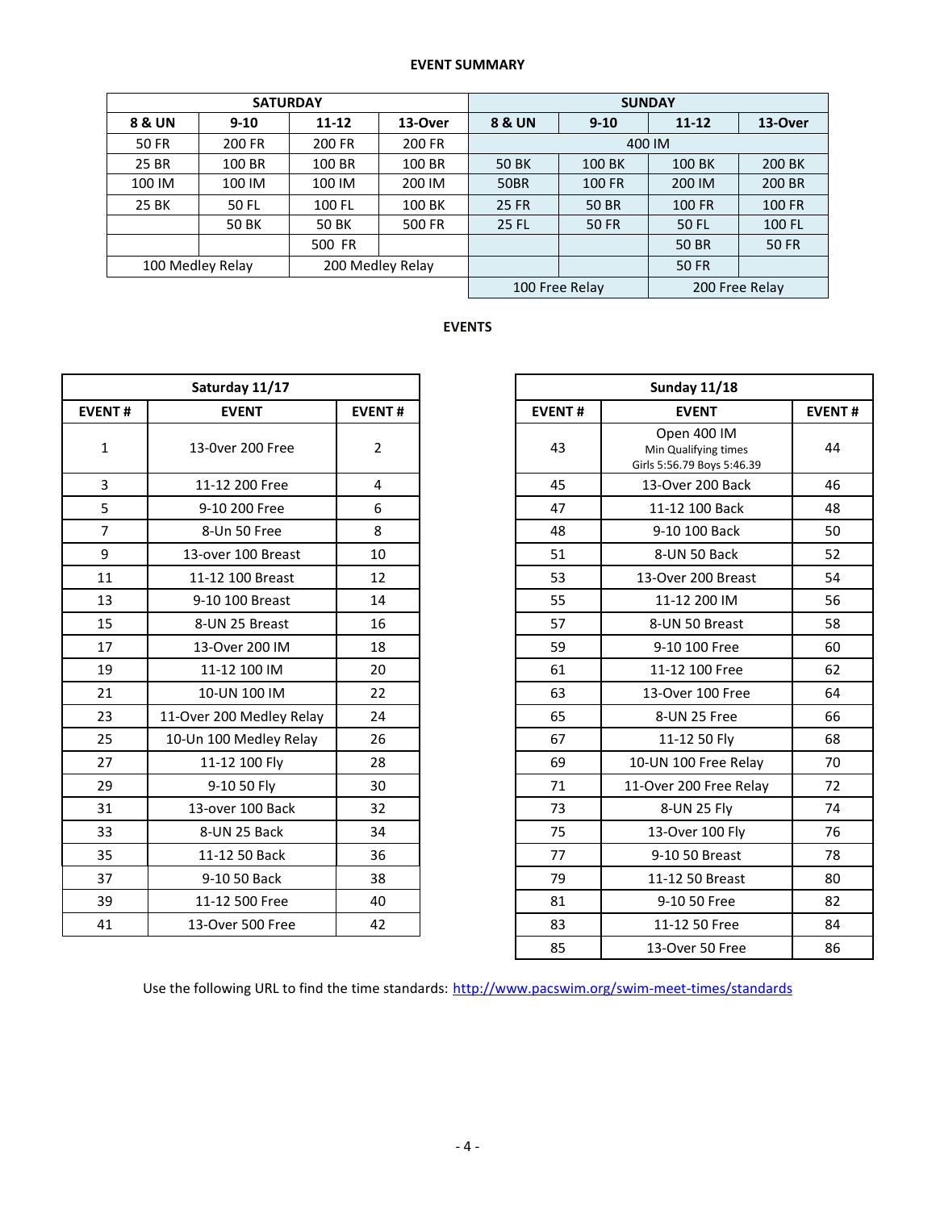**EVENT SUMMARY**

| SATURDAY | | | | SUNDAY | | | |
|---|---|---|---|---|---|---|---|
| 8 & UN | 9-10 | 11-12 | 13-Over | 8 & UN | 9-10 | 11-12 | 13-Over |
| 50 FR | 200 FR | 200 FR | 200 FR | 400 IM | | | |
| 25 BR | 100 BR | 100 BR | 100 BR | 50 BK | 100 BK | 100 BK | 200 BK |
| 100 IM | 100 IM | 100 IM | 200 IM | 50BR | 100 FR | 200 IM | 200 BR |
| 25 BK | 50 FL | 100 FL | 100 BK | 25 FR | 50 BR | 100 FR | 100 FR |
| | 50 BK | 50 BK | 500 FR | 25 FL | 50 FR | 50 FL | 100 FL |
| | | 500 FR | | | | 50 BR | 50 FR |
| 100 Medley Relay | | 200 Medley Relay | | | | 50 FR | |
| | | | | 100 Free Relay | | 200 Free Relay | |

**EVENTS**

| Saturday 11/17 | | |
|---|---|---|
| EVENT # | EVENT | EVENT # |
| 1 | 13-Over 200 Free | 2 |
| 3 | 11-12 200 Free | 4 |
| 5 | 9-10 200 Free | 6 |
| 7 | 8-Un 50 Free | 8 |
| 9 | 13-over 100 Breast | 10 |
| 11 | 11-12 100 Breast | 12 |
| 13 | 9-10 100 Breast | 14 |
| 15 | 8-UN 25 Breast | 16 |
| 17 | 13-Over 200 IM | 18 |
| 19 | 11-12 100 IM | 20 |
| 21 | 10-UN 100 IM | 22 |
| 23 | 11-Over 200 Medley Relay | 24 |
| 25 | 10-Un 100 Medley Relay | 26 |
| 27 | 11-12 100 Fly | 28 |
| 29 | 9-10 50 Fly | 30 |
| 31 | 13-over 100 Back | 32 |
| 33 | 8-UN 25 Back | 34 |
| 35 | 11-12 50 Back | 36 |
| 37 | 9-10 50 Back | 38 |
| 39 | 11-12 500 Free | 40 |
| 41 | 13-Over 500 Free | 42 |

| Sunday 11/18 | | |
|---|---|---|
| EVENT # | EVENT | EVENT # |
| 43 | Open 400 IM<br>Min Qualifying times<br>Girls 5:56.79 Boys 5:46.39 | 44 |
| 45 | 13-Over 200 Back | 46 |
| 47 | 11-12 100 Back | 48 |
| 48 | 9-10 100 Back | 50 |
| 51 | 8-UN 50 Back | 52 |
| 53 | 13-Over 200 Breast | 54 |
| 55 | 11-12 200 IM | 56 |
| 57 | 8-UN 50 Breast | 58 |
| 59 | 9-10 100 Free | 60 |
| 61 | 11-12 100 Free | 62 |
| 63 | 13-Over 100 Free | 64 |
| 65 | 8-UN 25 Free | 66 |
| 67 | 11-12 50 Fly | 68 |
| 69 | 10-UN 100 Free Relay | 70 |
| 71 | 11-Over 200 Free Relay | 72 |
| 73 | 8-UN 25 Fly | 74 |
| 75 | 13-Over 100 Fly | 76 |
| 77 | 9-10 50 Breast | 78 |
| 79 | 11-12 50 Breast | 80 |
| 81 | 9-10 50 Free | 82 |
| 83 | 11-12 50 Free | 84 |
| 85 | 13-Over 50 Free | 86 |

Use the following URL to find the time standards: http://www.pacswim.org/swim-meet-times/standards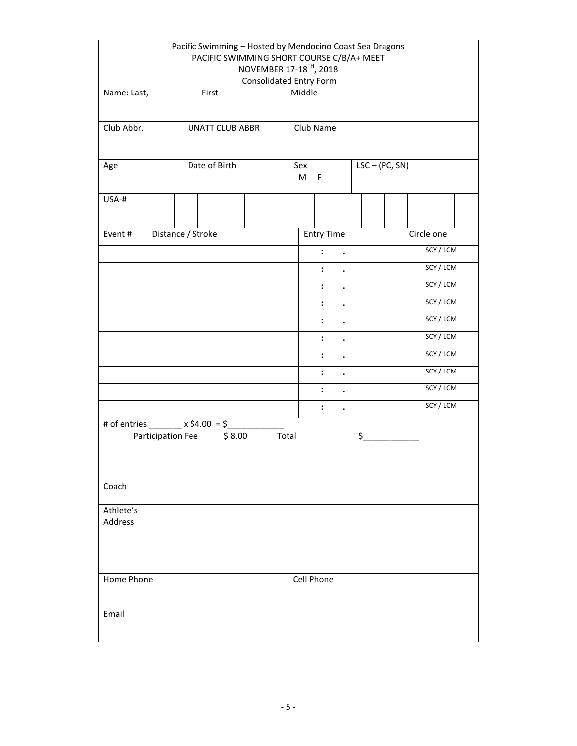Pacific Swimming – Hosted by Mendocino Coast Sea Dragons

PACIFIC SWIMMING SHORT COURSE C/B/A+ MEET

NOVEMBER 17-18TH, 2018

Consolidated Entry Form

| | | | |
|---|---|---|---|
| Name: Last, | First | Middle | |
| Club Abbr. | UNATT CLUB ABBR | Club Name | |
| Age | Date of Birth | Sex M F | LSC – (PC, SN) |
| USA-# | | | |

| Event # | Distance / Stroke | Entry Time | Circle one |
|---|---|---|---|
| | | : . | SCY / LCM |
| | | : . | SCY / LCM |
| | | : . | SCY / LCM |
| | | : . | SCY / LCM |
| | | : . | SCY / LCM |
| | | : . | SCY / LCM |
| | | : . | SCY / LCM |
| | | : . | SCY / LCM |
| | | : . | SCY / LCM |
| | | : . | SCY / LCM |

# of entries _______ x $4.00 = $____________

Participation Fee $ 8.00 Total $____________

| | |
|---|---|
| Coach | |
| Athlete's Address | |
| Home Phone | Cell Phone |
| Email | |